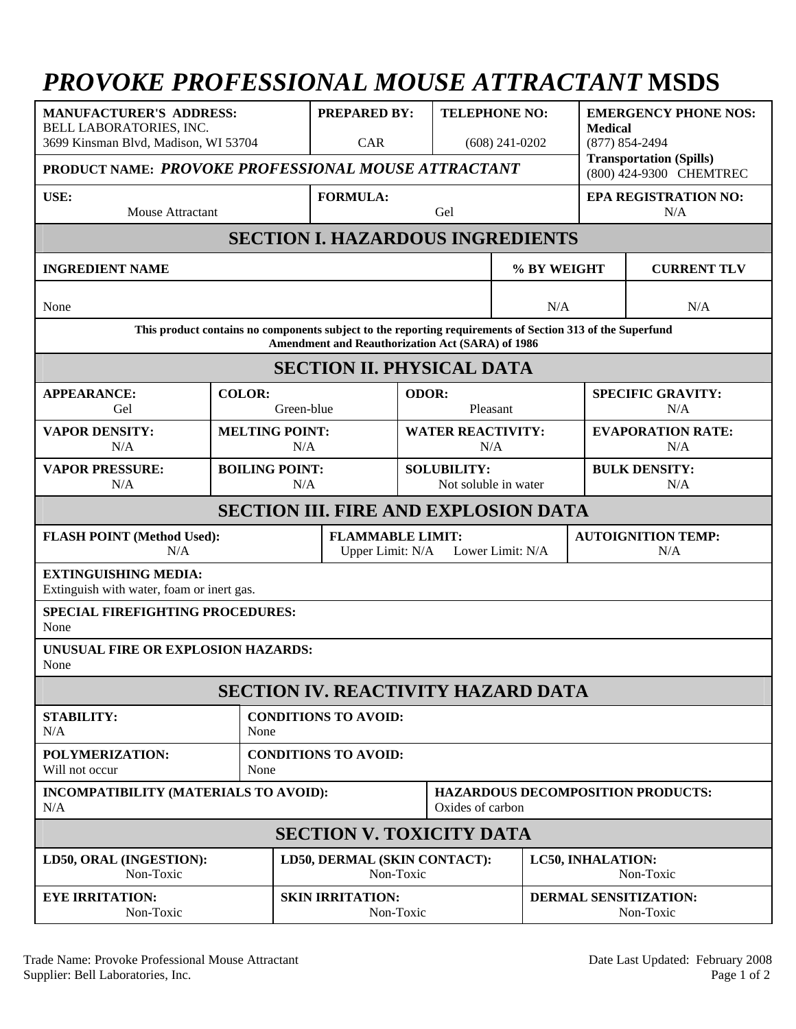# *PROVOKE PROFESSIONAL MOUSE ATTRACTANT* MSDS

| MANUFACTURER'S ADDRESS: | PREPARED BY: | TELEPHONE NO: | EMERGENCY PHONE NOS: |
|---|---|---|---|
| BELL LABORATORIES, INC.<br>3699 Kinsman Blvd, Madison, WI 53704 | CAR | (608) 241-0202 | **Medical**<br>(877) 854-2494 |
| **PRODUCT NAME:** *PROVOKE PROFESSIONAL MOUSE ATTRACTANT* | | | **Transportation (Spills)**<br>(800) 424-9300 CHEMTREC |
| **USE:** Mouse Attractant | **FORMULA:** Gel | | **EPA REGISTRATION NO:** N/A |

## SECTION I. HAZARDOUS INGREDIENTS

| INGREDIENT NAME | % BY WEIGHT | CURRENT TLV |
|---|---|---|
| None | N/A | N/A |

**This product contains no components subject to the reporting requirements of Section 313 of the Superfund Amendment and Reauthorization Act (SARA) of 1986**

## SECTION II. PHYSICAL DATA

| APPEARANCE: | COLOR: | ODOR: | SPECIFIC GRAVITY: |
|---|---|---|---|
| Gel | Green-blue | Pleasant | N/A |
| **VAPOR DENSITY:** | **MELTING POINT:** | **WATER REACTIVITY:** | **EVAPORATION RATE:** |
| N/A | N/A | N/A | N/A |
| **VAPOR PRESSURE:** | **BOILING POINT:** | **SOLUBILITY:** | **BULK DENSITY:** |
| N/A | N/A | Not soluble in water | N/A |

## SECTION III. FIRE AND EXPLOSION DATA

| FLASH POINT (Method Used): | FLAMMABLE LIMIT: | AUTOIGNITION TEMP: |
|---|---|---|
| N/A | Upper Limit: N/A Lower Limit: N/A | N/A |

**EXTINGUISHING MEDIA:**
Extinguish with water, foam or inert gas.

**SPECIAL FIREFIGHTING PROCEDURES:**
None

**UNUSUAL FIRE OR EXPLOSION HAZARDS:**
None

## SECTION IV. REACTIVITY HAZARD DATA

| STABILITY: | CONDITIONS TO AVOID: |
|---|---|
| N/A | None |
| **POLYMERIZATION:** | **CONDITIONS TO AVOID:** |
| Will not occur | None |

| INCOMPATIBILITY (MATERIALS TO AVOID): | HAZARDOUS DECOMPOSITION PRODUCTS: |
|---|---|
| N/A | Oxides of carbon |

## SECTION V. TOXICITY DATA

| LD50, ORAL (INGESTION): | LD50, DERMAL (SKIN CONTACT): | LC50, INHALATION: |
|---|---|---|
| Non-Toxic | Non-Toxic | Non-Toxic |
| **EYE IRRITATION:** | **SKIN IRRITATION:** | **DERMAL SENSITIZATION:** |
| Non-Toxic | Non-Toxic | Non-Toxic |

Trade Name: Provoke Professional Mouse Attractant
Supplier: Bell Laboratories, Inc.

Date Last Updated: February 2008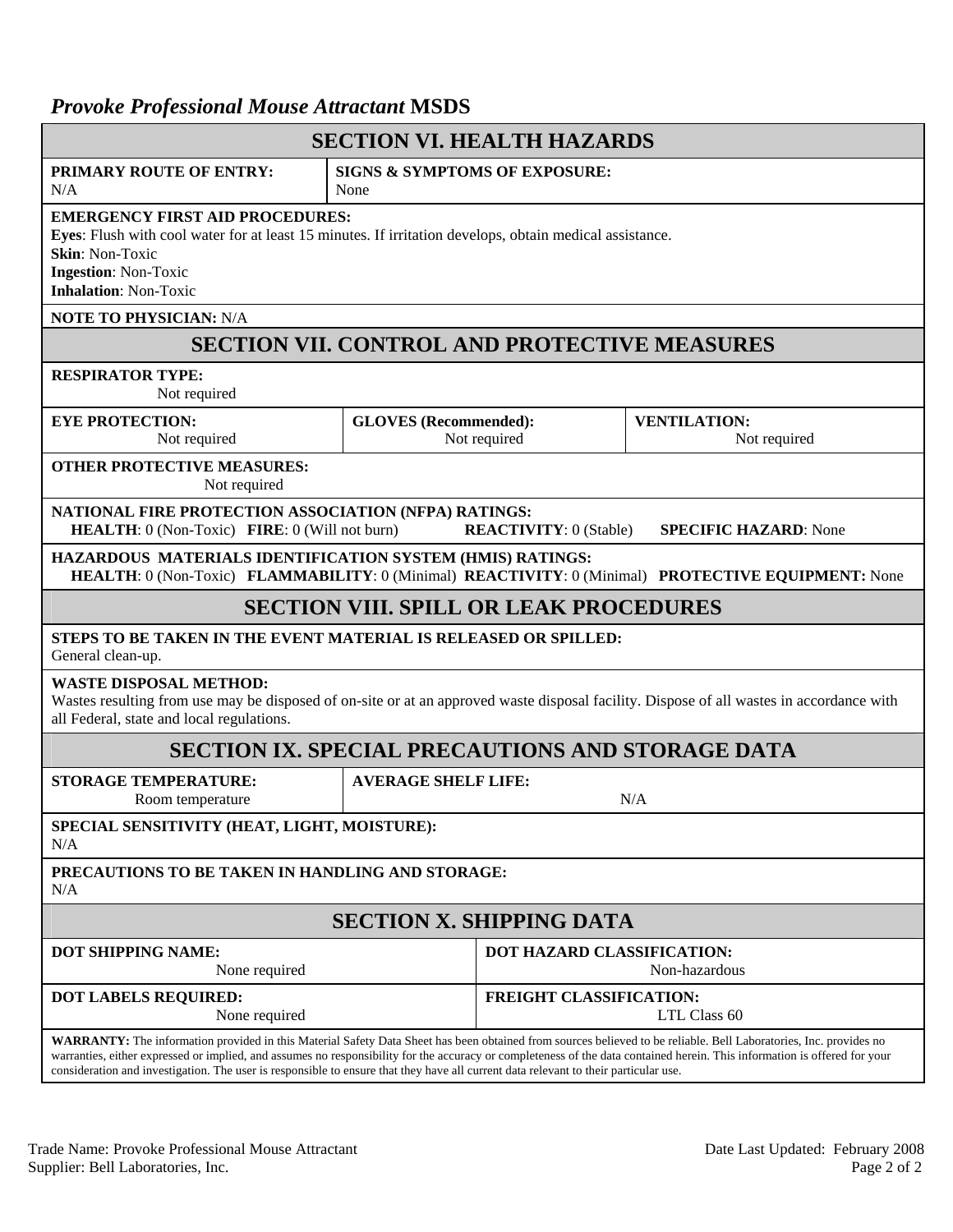# *Provoke Professional Mouse Attractant* MSDS

## SECTION VI. HEALTH HAZARDS

| PRIMARY ROUTE OF ENTRY: | SIGNS & SYMPTOMS OF EXPOSURE: |
|---|---|
| N/A | None |

**EMERGENCY FIRST AID PROCEDURES:**
**Eyes**: Flush with cool water for at least 15 minutes. If irritation develops, obtain medical assistance.
**Skin**: Non-Toxic
**Ingestion**: Non-Toxic
**Inhalation**: Non-Toxic

**NOTE TO PHYSICIAN:** N/A

## SECTION VII. CONTROL AND PROTECTIVE MEASURES

**RESPIRATOR TYPE:**
Not required

| EYE PROTECTION: | GLOVES (Recommended): | VENTILATION: |
|---|---|---|
| Not required | Not required | Not required |

**OTHER PROTECTIVE MEASURES:**
Not required

**NATIONAL FIRE PROTECTION ASSOCIATION (NFPA) RATINGS:**
**HEALTH**: 0 (Non-Toxic) **FIRE**: 0 (Will not burn) **REACTIVITY**: 0 (Stable) **SPECIFIC HAZARD**: None

**HAZARDOUS MATERIALS IDENTIFICATION SYSTEM (HMIS) RATINGS:**
**HEALTH**: 0 (Non-Toxic) **FLAMMABILITY**: 0 (Minimal) **REACTIVITY**: 0 (Minimal) **PROTECTIVE EQUIPMENT:** None

## SECTION VIII. SPILL OR LEAK PROCEDURES

**STEPS TO BE TAKEN IN THE EVENT MATERIAL IS RELEASED OR SPILLED:**
General clean-up.

**WASTE DISPOSAL METHOD:**
Wastes resulting from use may be disposed of on-site or at an approved waste disposal facility. Dispose of all wastes in accordance with all Federal, state and local regulations.

## SECTION IX. SPECIAL PRECAUTIONS AND STORAGE DATA

| STORAGE TEMPERATURE: | AVERAGE SHELF LIFE: |
|---|---|
| Room temperature | N/A |

**SPECIAL SENSITIVITY (HEAT, LIGHT, MOISTURE):**
N/A

**PRECAUTIONS TO BE TAKEN IN HANDLING AND STORAGE:**
N/A

## SECTION X. SHIPPING DATA

| DOT SHIPPING NAME: | DOT HAZARD CLASSIFICATION: |
|---|---|
| None required | Non-hazardous |
| **DOT LABELS REQUIRED:** | **FREIGHT CLASSIFICATION:** |
| None required | LTL Class 60 |

**WARRANTY:** The information provided in this Material Safety Data Sheet has been obtained from sources believed to be reliable. Bell Laboratories, Inc. provides no warranties, either expressed or implied, and assumes no responsibility for the accuracy or completeness of the data contained herein. This information is offered for your consideration and investigation. The user is responsible to ensure that they have all current data relevant to their particular use.

Trade Name: Provoke Professional Mouse Attractant
Supplier: Bell Laboratories, Inc.

Date Last Updated: February 2008